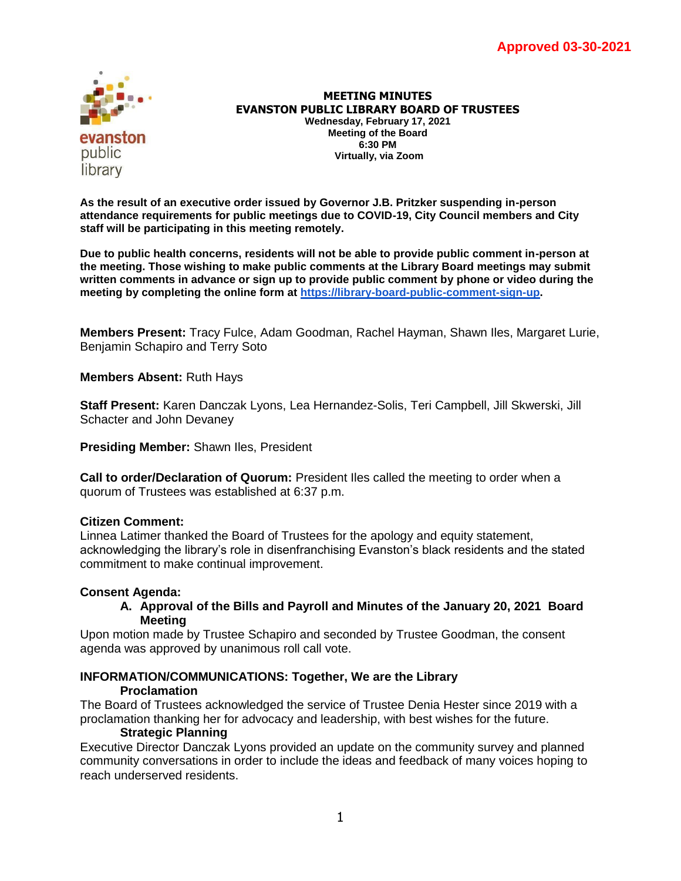**Approved 03-30-2021**

evanston public library

# MEETING MINUTES
## EVANSTON PUBLIC LIBRARY BOARD OF TRUSTEES

**Wednesday, February 17, 2021**
**Meeting of the Board**
**6:30 PM**
**Virtually, via Zoom**

**As the result of an executive order issued by Governor J.B. Pritzker suspending in-person attendance requirements for public meetings due to COVID-19, City Council members and City staff will be participating in this meeting remotely.**

**Due to public health concerns, residents will not be able to provide public comment in-person at the meeting. Those wishing to make public comments at the Library Board meetings may submit written comments in advance or sign up to provide public comment by phone or video during the meeting by completing the online form at [https://library-board-public-comment-sign-up](https://library-board-public-comment-sign-up).**

**Members Present:** Tracy Fulce, Adam Goodman, Rachel Hayman, Shawn Iles, Margaret Lurie, Benjamin Schapiro and Terry Soto

**Members Absent:** Ruth Hays

**Staff Present:** Karen Danczak Lyons, Lea Hernandez-Solis, Teri Campbell, Jill Skwerski, Jill Schacter and John Devaney

**Presiding Member:** Shawn Iles, President

**Call to order/Declaration of Quorum:** President Iles called the meeting to order when a quorum of Trustees was established at 6:37 p.m.

**Citizen Comment:**
Linnea Latimer thanked the Board of Trustees for the apology and equity statement, acknowledging the library's role in disenfranchising Evanston's black residents and the stated commitment to make continual improvement.

**Consent Agenda:**

**A. Approval of the Bills and Payroll and Minutes of the January 20, 2021 Board Meeting**

Upon motion made by Trustee Schapiro and seconded by Trustee Goodman, the consent agenda was approved by unanimous roll call vote.

**INFORMATION/COMMUNICATIONS: Together, We are the Library**

**Proclamation**

The Board of Trustees acknowledged the service of Trustee Denia Hester since 2019 with a proclamation thanking her for advocacy and leadership, with best wishes for the future.

**Strategic Planning**

Executive Director Danczak Lyons provided an update on the community survey and planned community conversations in order to include the ideas and feedback of many voices hoping to reach underserved residents.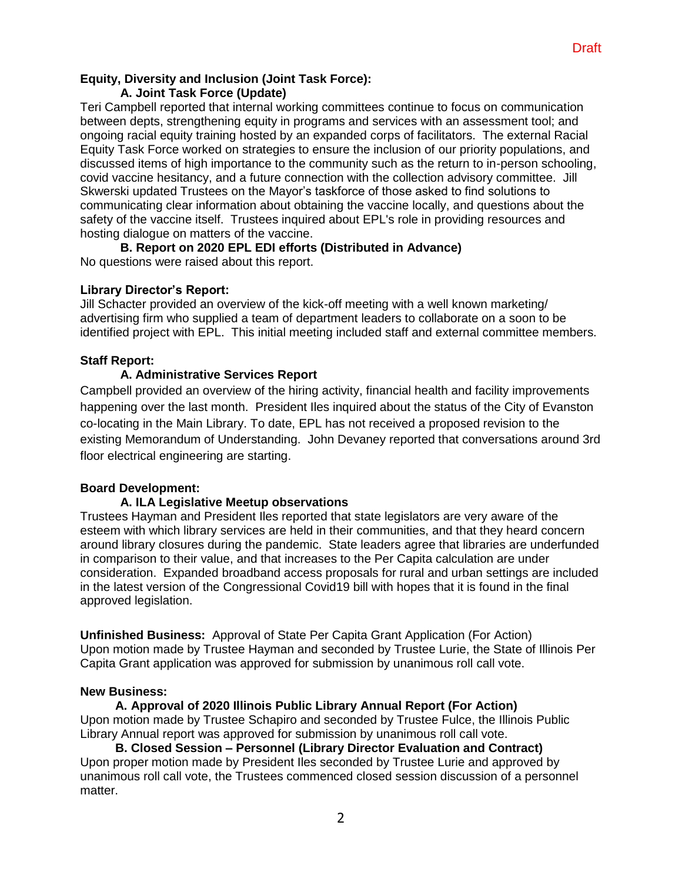Draft

**Equity, Diversity and Inclusion (Joint Task Force):**

**A. Joint Task Force (Update)**

Teri Campbell reported that internal working committees continue to focus on communication between depts, strengthening equity in programs and services with an assessment tool; and ongoing racial equity training hosted by an expanded corps of facilitators. The external Racial Equity Task Force worked on strategies to ensure the inclusion of our priority populations, and discussed items of high importance to the community such as the return to in-person schooling, covid vaccine hesitancy, and a future connection with the collection advisory committee. Jill Skwerski updated Trustees on the Mayor's taskforce of those asked to find solutions to communicating clear information about obtaining the vaccine locally, and questions about the safety of the vaccine itself. Trustees inquired about EPL's role in providing resources and hosting dialogue on matters of the vaccine.

**B. Report on 2020 EPL EDI efforts (Distributed in Advance)**

No questions were raised about this report.

**Library Director's Report:**

Jill Schacter provided an overview of the kick-off meeting with a well known marketing/ advertising firm who supplied a team of department leaders to collaborate on a soon to be identified project with EPL. This initial meeting included staff and external committee members.

**Staff Report:**

**A. Administrative Services Report**

Campbell provided an overview of the hiring activity, financial health and facility improvements happening over the last month. President Iles inquired about the status of the City of Evanston co-locating in the Main Library. To date, EPL has not received a proposed revision to the existing Memorandum of Understanding. John Devaney reported that conversations around 3rd floor electrical engineering are starting.

**Board Development:**

**A. ILA Legislative Meetup observations**

Trustees Hayman and President Iles reported that state legislators are very aware of the esteem with which library services are held in their communities, and that they heard concern around library closures during the pandemic. State leaders agree that libraries are underfunded in comparison to their value, and that increases to the Per Capita calculation are under consideration. Expanded broadband access proposals for rural and urban settings are included in the latest version of the Congressional Covid19 bill with hopes that it is found in the final approved legislation.

**Unfinished Business:** Approval of State Per Capita Grant Application (For Action)
Upon motion made by Trustee Hayman and seconded by Trustee Lurie, the State of Illinois Per Capita Grant application was approved for submission by unanimous roll call vote.

**New Business:**

**A. Approval of 2020 Illinois Public Library Annual Report (For Action)**

Upon motion made by Trustee Schapiro and seconded by Trustee Fulce, the Illinois Public Library Annual report was approved for submission by unanimous roll call vote.

**B. Closed Session – Personnel (Library Director Evaluation and Contract)**

Upon proper motion made by President Iles seconded by Trustee Lurie and approved by unanimous roll call vote, the Trustees commenced closed session discussion of a personnel matter.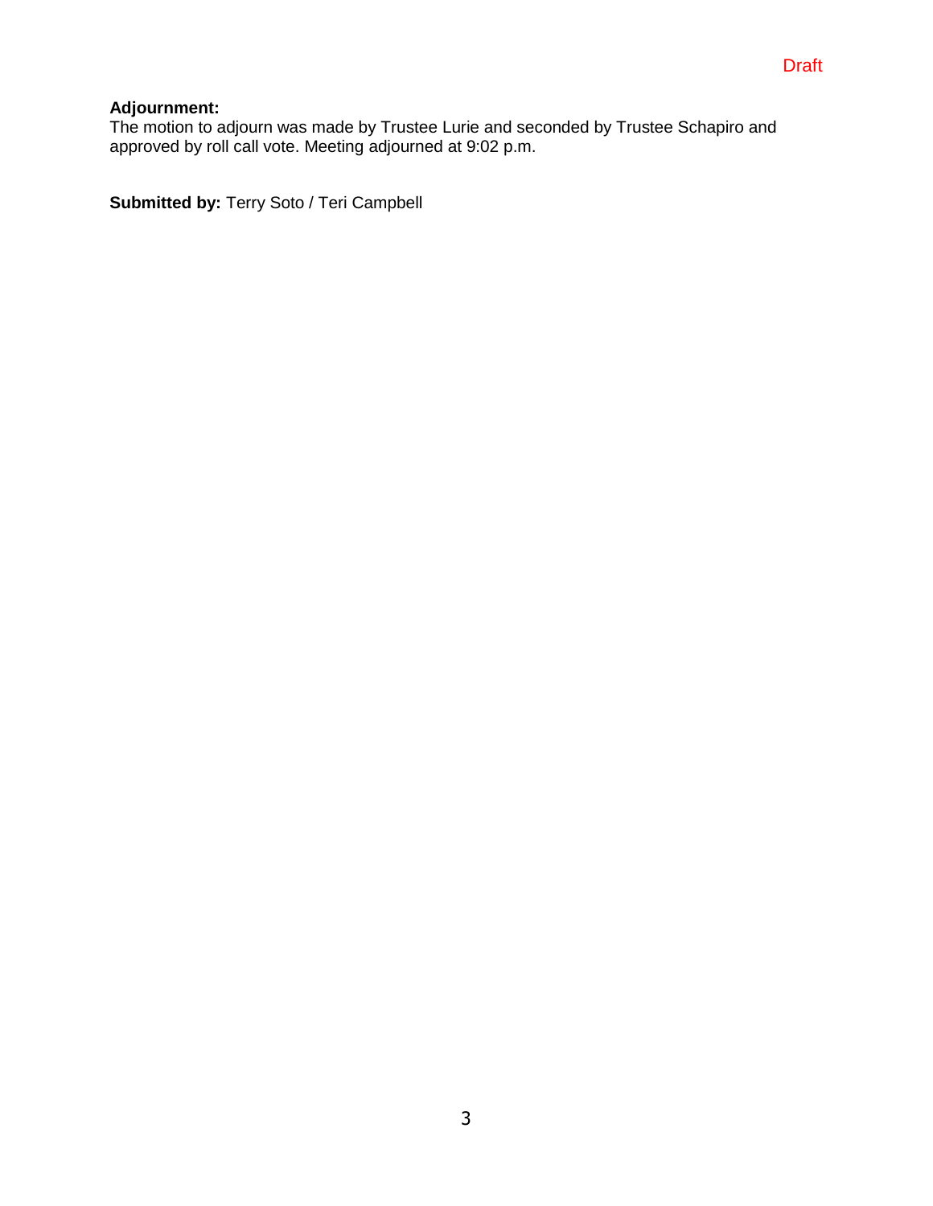Draft

**Adjournment:**
The motion to adjourn was made by Trustee Lurie and seconded by Trustee Schapiro and approved by roll call vote. Meeting adjourned at 9:02 p.m.

**Submitted by:** Terry Soto / Teri Campbell